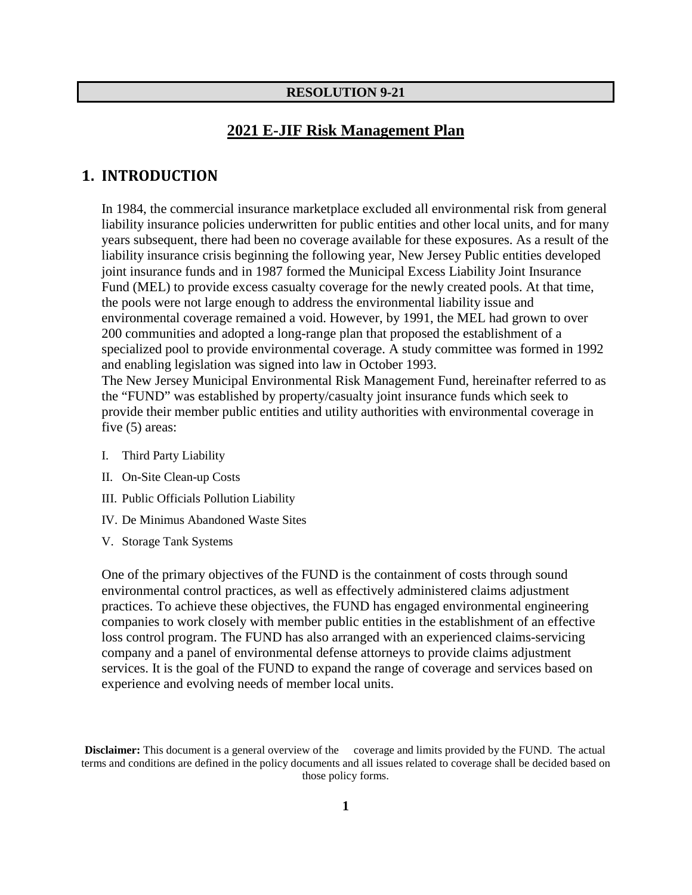**RESOLUTION 9-21**

# 2021 E-JIF Risk Management Plan

## 1. INTRODUCTION

In 1984, the commercial insurance marketplace excluded all environmental risk from general liability insurance policies underwritten for public entities and other local units, and for many years subsequent, there had been no coverage available for these exposures. As a result of the liability insurance crisis beginning the following year, New Jersey Public entities developed joint insurance funds and in 1987 formed the Municipal Excess Liability Joint Insurance Fund (MEL) to provide excess casualty coverage for the newly created pools. At that time, the pools were not large enough to address the environmental liability issue and environmental coverage remained a void. However, by 1991, the MEL had grown to over 200 communities and adopted a long-range plan that proposed the establishment of a specialized pool to provide environmental coverage. A study committee was formed in 1992 and enabling legislation was signed into law in October 1993.

The New Jersey Municipal Environmental Risk Management Fund, hereinafter referred to as the "FUND" was established by property/casualty joint insurance funds which seek to provide their member public entities and utility authorities with environmental coverage in five (5) areas:

I. Third Party Liability

II. On-Site Clean-up Costs

III. Public Officials Pollution Liability

IV. De Minimus Abandoned Waste Sites

V. Storage Tank Systems

One of the primary objectives of the FUND is the containment of costs through sound environmental control practices, as well as effectively administered claims adjustment practices. To achieve these objectives, the FUND has engaged environmental engineering companies to work closely with member public entities in the establishment of an effective loss control program. The FUND has also arranged with an experienced claims-servicing company and a panel of environmental defense attorneys to provide claims adjustment services. It is the goal of the FUND to expand the range of coverage and services based on experience and evolving needs of member local units.

**Disclaimer:** This document is a general overview of the coverage and limits provided by the FUND. The actual terms and conditions are defined in the policy documents and all issues related to coverage shall be decided based on those policy forms.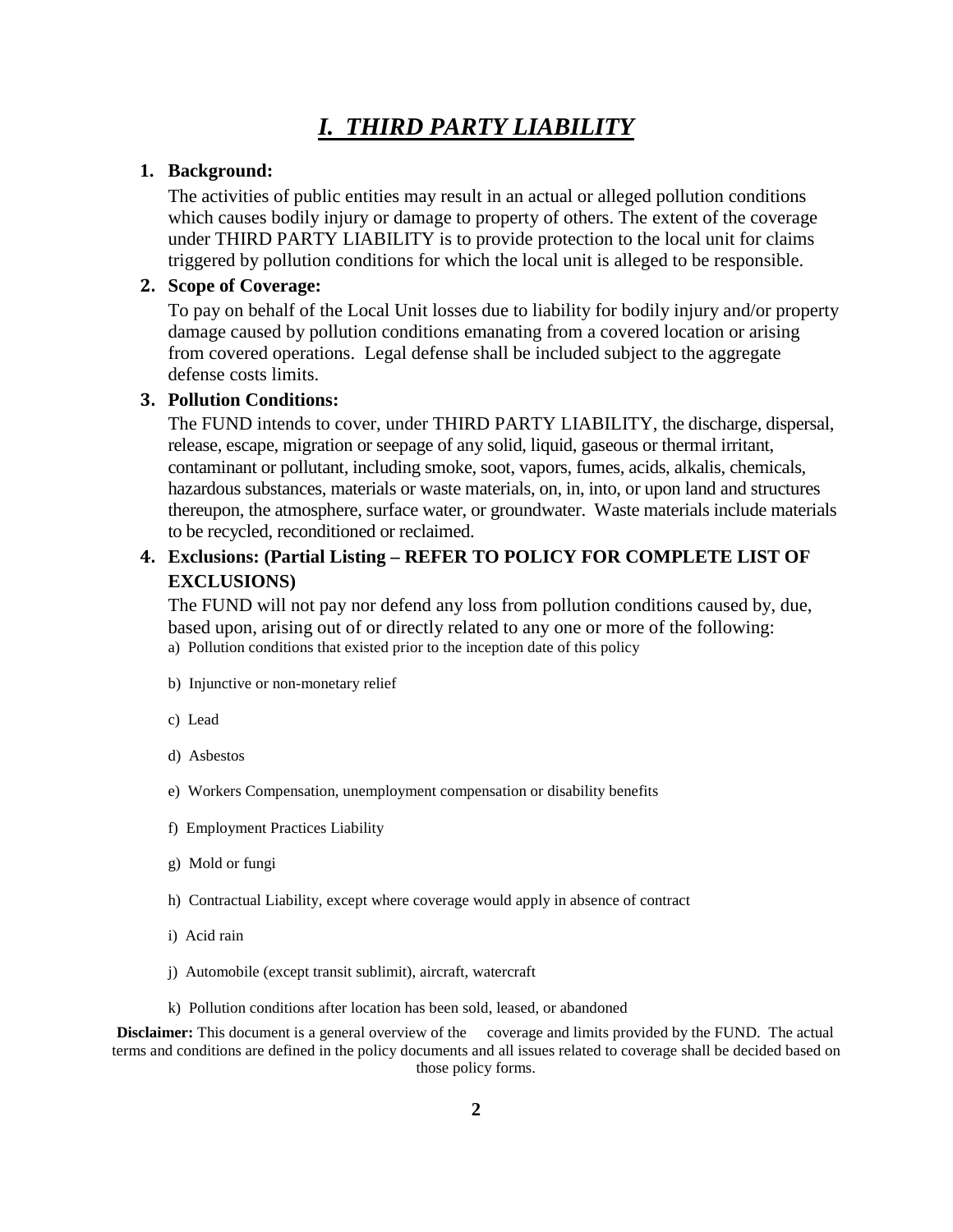# *I. THIRD PARTY LIABILITY*

**1. Background:**

The activities of public entities may result in an actual or alleged pollution conditions which causes bodily injury or damage to property of others. The extent of the coverage under THIRD PARTY LIABILITY is to provide protection to the local unit for claims triggered by pollution conditions for which the local unit is alleged to be responsible.

**2. Scope of Coverage:**

To pay on behalf of the Local Unit losses due to liability for bodily injury and/or property damage caused by pollution conditions emanating from a covered location or arising from covered operations. Legal defense shall be included subject to the aggregate defense costs limits.

**3. Pollution Conditions:**

The FUND intends to cover, under THIRD PARTY LIABILITY, the discharge, dispersal, release, escape, migration or seepage of any solid, liquid, gaseous or thermal irritant, contaminant or pollutant, including smoke, soot, vapors, fumes, acids, alkalis, chemicals, hazardous substances, materials or waste materials, on, in, into, or upon land and structures thereupon, the atmosphere, surface water, or groundwater. Waste materials include materials to be recycled, reconditioned or reclaimed.

**4. Exclusions: (Partial Listing – REFER TO POLICY FOR COMPLETE LIST OF EXCLUSIONS)**

The FUND will not pay nor defend any loss from pollution conditions caused by, due, based upon, arising out of or directly related to any one or more of the following:

a) Pollution conditions that existed prior to the inception date of this policy

b) Injunctive or non-monetary relief

c) Lead

d) Asbestos

e) Workers Compensation, unemployment compensation or disability benefits

f) Employment Practices Liability

g) Mold or fungi

h) Contractual Liability, except where coverage would apply in absence of contract

i) Acid rain

j) Automobile (except transit sublimit), aircraft, watercraft

k) Pollution conditions after location has been sold, leased, or abandoned

**Disclaimer:** This document is a general overview of the coverage and limits provided by the FUND. The actual terms and conditions are defined in the policy documents and all issues related to coverage shall be decided based on those policy forms.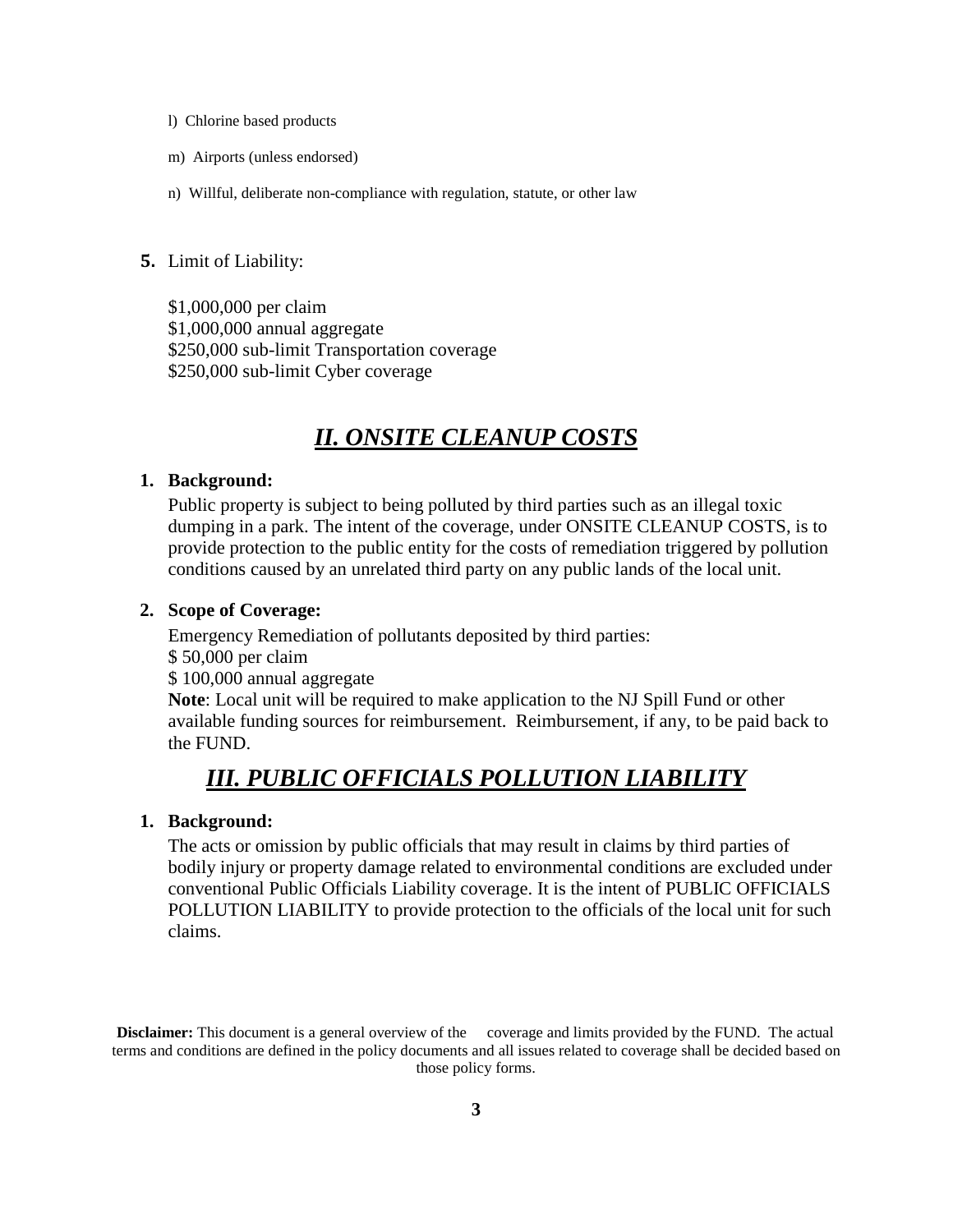l) Chlorine based products

m) Airports (unless endorsed)

n) Willful, deliberate non-compliance with regulation, statute, or other law

**5.** Limit of Liability:

$1,000,000 per claim
$1,000,000 annual aggregate
$250,000 sub-limit Transportation coverage
$250,000 sub-limit Cyber coverage

## ***II. ONSITE CLEANUP COSTS***

**1. Background:**

Public property is subject to being polluted by third parties such as an illegal toxic dumping in a park. The intent of the coverage, under ONSITE CLEANUP COSTS, is to provide protection to the public entity for the costs of remediation triggered by pollution conditions caused by an unrelated third party on any public lands of the local unit.

**2. Scope of Coverage:**

Emergency Remediation of pollutants deposited by third parties:
$ 50,000 per claim
$ 100,000 annual aggregate
**Note**: Local unit will be required to make application to the NJ Spill Fund or other available funding sources for reimbursement. Reimbursement, if any, to be paid back to the FUND.

## ***III. PUBLIC OFFICIALS POLLUTION LIABILITY***

**1. Background:**

The acts or omission by public officials that may result in claims by third parties of bodily injury or property damage related to environmental conditions are excluded under conventional Public Officials Liability coverage. It is the intent of PUBLIC OFFICIALS POLLUTION LIABILITY to provide protection to the officials of the local unit for such claims.

**Disclaimer:** This document is a general overview of the coverage and limits provided by the FUND. The actual terms and conditions are defined in the policy documents and all issues related to coverage shall be decided based on those policy forms.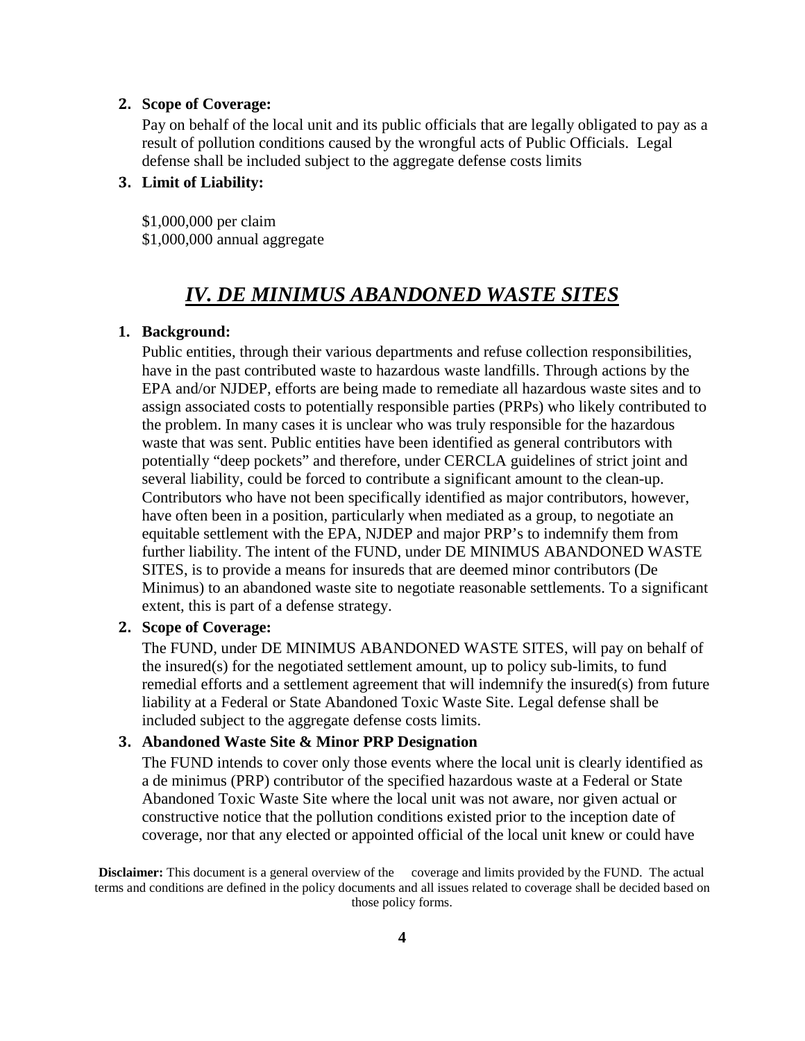**2. Scope of Coverage:**

Pay on behalf of the local unit and its public officials that are legally obligated to pay as a result of pollution conditions caused by the wrongful acts of Public Officials. Legal defense shall be included subject to the aggregate defense costs limits

**3. Limit of Liability:**

$1,000,000 per claim
$1,000,000 annual aggregate

## ***IV. DE MINIMUS ABANDONED WASTE SITES***

**1. Background:**

Public entities, through their various departments and refuse collection responsibilities, have in the past contributed waste to hazardous waste landfills. Through actions by the EPA and/or NJDEP, efforts are being made to remediate all hazardous waste sites and to assign associated costs to potentially responsible parties (PRPs) who likely contributed to the problem. In many cases it is unclear who was truly responsible for the hazardous waste that was sent. Public entities have been identified as general contributors with potentially "deep pockets" and therefore, under CERCLA guidelines of strict joint and several liability, could be forced to contribute a significant amount to the clean-up. Contributors who have not been specifically identified as major contributors, however, have often been in a position, particularly when mediated as a group, to negotiate an equitable settlement with the EPA, NJDEP and major PRP's to indemnify them from further liability. The intent of the FUND, under DE MINIMUS ABANDONED WASTE SITES, is to provide a means for insureds that are deemed minor contributors (De Minimus) to an abandoned waste site to negotiate reasonable settlements. To a significant extent, this is part of a defense strategy.

**2. Scope of Coverage:**

The FUND, under DE MINIMUS ABANDONED WASTE SITES, will pay on behalf of the insured(s) for the negotiated settlement amount, up to policy sub-limits, to fund remedial efforts and a settlement agreement that will indemnify the insured(s) from future liability at a Federal or State Abandoned Toxic Waste Site. Legal defense shall be included subject to the aggregate defense costs limits.

**3. Abandoned Waste Site & Minor PRP Designation**

The FUND intends to cover only those events where the local unit is clearly identified as a de minimus (PRP) contributor of the specified hazardous waste at a Federal or State Abandoned Toxic Waste Site where the local unit was not aware, nor given actual or constructive notice that the pollution conditions existed prior to the inception date of coverage, nor that any elected or appointed official of the local unit knew or could have

**Disclaimer:** This document is a general overview of the coverage and limits provided by the FUND. The actual terms and conditions are defined in the policy documents and all issues related to coverage shall be decided based on those policy forms.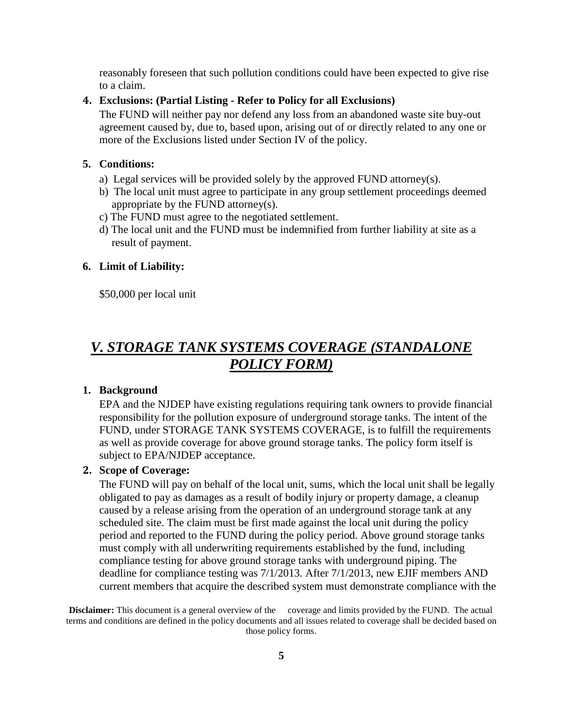reasonably foreseen that such pollution conditions could have been expected to give rise to a claim.

**4. Exclusions: (Partial Listing - Refer to Policy for all Exclusions)**

The FUND will neither pay nor defend any loss from an abandoned waste site buy-out agreement caused by, due to, based upon, arising out of or directly related to any one or more of the Exclusions listed under Section IV of the policy.

**5. Conditions:**

a) Legal services will be provided solely by the approved FUND attorney(s).
b) The local unit must agree to participate in any group settlement proceedings deemed appropriate by the FUND attorney(s).
c) The FUND must agree to the negotiated settlement.
d) The local unit and the FUND must be indemnified from further liability at site as a result of payment.

**6. Limit of Liability:**

$50,000 per local unit

## ***V. STORAGE TANK SYSTEMS COVERAGE (STANDALONE POLICY FORM)***

**1. Background**

EPA and the NJDEP have existing regulations requiring tank owners to provide financial responsibility for the pollution exposure of underground storage tanks. The intent of the FUND, under STORAGE TANK SYSTEMS COVERAGE, is to fulfill the requirements as well as provide coverage for above ground storage tanks. The policy form itself is subject to EPA/NJDEP acceptance.

**2. Scope of Coverage:**

The FUND will pay on behalf of the local unit, sums, which the local unit shall be legally obligated to pay as damages as a result of bodily injury or property damage, a cleanup caused by a release arising from the operation of an underground storage tank at any scheduled site. The claim must be first made against the local unit during the policy period and reported to the FUND during the policy period. Above ground storage tanks must comply with all underwriting requirements established by the fund, including compliance testing for above ground storage tanks with underground piping. The deadline for compliance testing was 7/1/2013. After 7/1/2013, new EJIF members AND current members that acquire the described system must demonstrate compliance with the

**Disclaimer:** This document is a general overview of the coverage and limits provided by the FUND. The actual terms and conditions are defined in the policy documents and all issues related to coverage shall be decided based on those policy forms.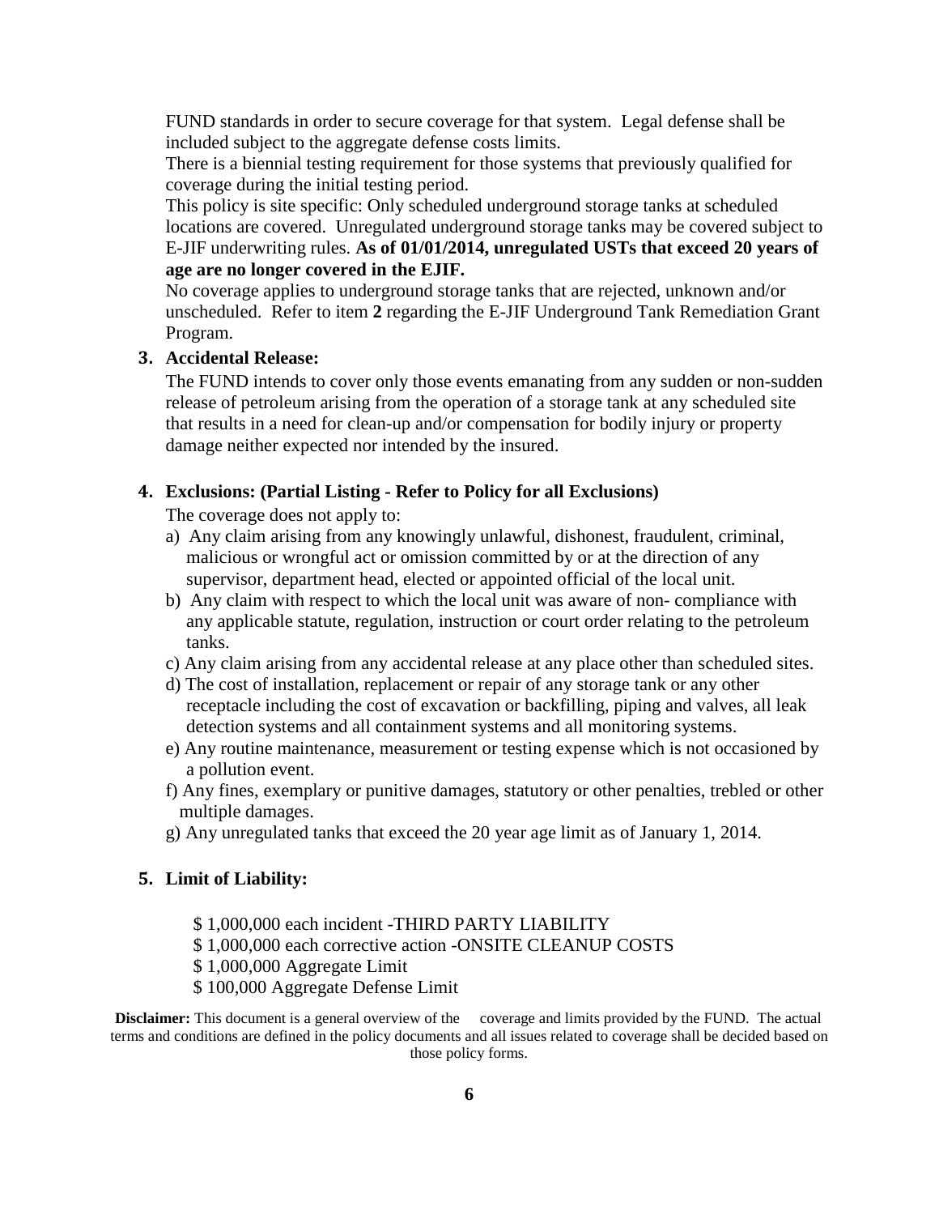FUND standards in order to secure coverage for that system. Legal defense shall be included subject to the aggregate defense costs limits.

There is a biennial testing requirement for those systems that previously qualified for coverage during the initial testing period.

This policy is site specific: Only scheduled underground storage tanks at scheduled locations are covered. Unregulated underground storage tanks may be covered subject to E-JIF underwriting rules. **As of 01/01/2014, unregulated USTs that exceed 20 years of age are no longer covered in the EJIF.**

No coverage applies to underground storage tanks that are rejected, unknown and/or unscheduled. Refer to item **2** regarding the E-JIF Underground Tank Remediation Grant Program.

**3. Accidental Release:**

The FUND intends to cover only those events emanating from any sudden or non-sudden release of petroleum arising from the operation of a storage tank at any scheduled site that results in a need for clean-up and/or compensation for bodily injury or property damage neither expected nor intended by the insured.

**4. Exclusions: (Partial Listing - Refer to Policy for all Exclusions)**

The coverage does not apply to:

a) Any claim arising from any knowingly unlawful, dishonest, fraudulent, criminal, malicious or wrongful act or omission committed by or at the direction of any supervisor, department head, elected or appointed official of the local unit.

b) Any claim with respect to which the local unit was aware of non- compliance with any applicable statute, regulation, instruction or court order relating to the petroleum tanks.

c) Any claim arising from any accidental release at any place other than scheduled sites.

d) The cost of installation, replacement or repair of any storage tank or any other receptacle including the cost of excavation or backfilling, piping and valves, all leak detection systems and all containment systems and all monitoring systems.

e) Any routine maintenance, measurement or testing expense which is not occasioned by a pollution event.

f) Any fines, exemplary or punitive damages, statutory or other penalties, trebled or other multiple damages.

g) Any unregulated tanks that exceed the 20 year age limit as of January 1, 2014.

**5. Limit of Liability:**

$ 1,000,000 each incident -THIRD PARTY LIABILITY
$ 1,000,000 each corrective action -ONSITE CLEANUP COSTS
$ 1,000,000 Aggregate Limit
$ 100,000 Aggregate Defense Limit

**Disclaimer:** This document is a general overview of the coverage and limits provided by the FUND. The actual terms and conditions are defined in the policy documents and all issues related to coverage shall be decided based on those policy forms.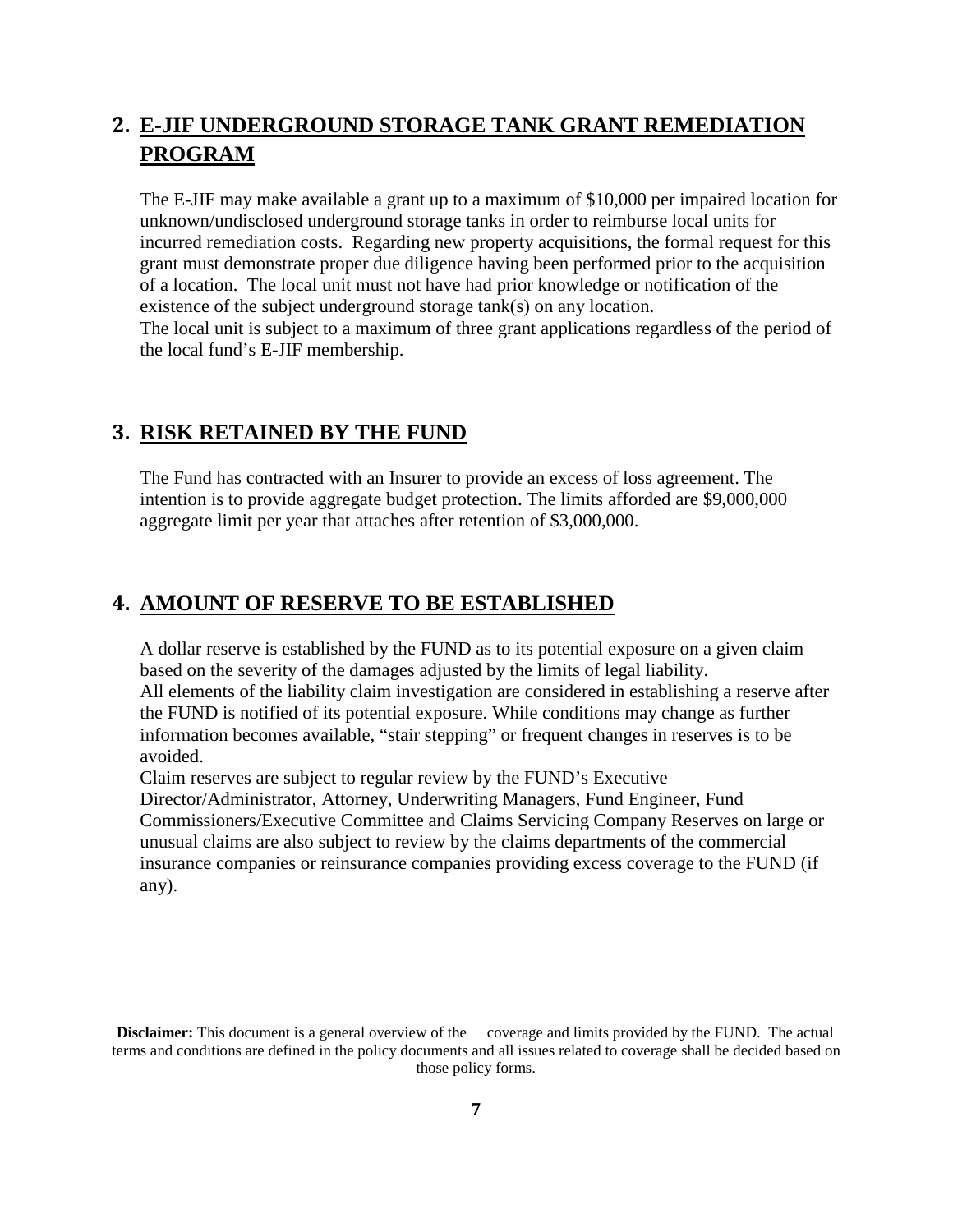## 2. E-JIF UNDERGROUND STORAGE TANK GRANT REMEDIATION PROGRAM

The E-JIF may make available a grant up to a maximum of $10,000 per impaired location for unknown/undisclosed underground storage tanks in order to reimburse local units for incurred remediation costs. Regarding new property acquisitions, the formal request for this grant must demonstrate proper due diligence having been performed prior to the acquisition of a location. The local unit must not have had prior knowledge or notification of the existence of the subject underground storage tank(s) on any location.
The local unit is subject to a maximum of three grant applications regardless of the period of the local fund's E-JIF membership.

## 3. RISK RETAINED BY THE FUND

The Fund has contracted with an Insurer to provide an excess of loss agreement. The intention is to provide aggregate budget protection. The limits afforded are $9,000,000 aggregate limit per year that attaches after retention of $3,000,000.

## 4. AMOUNT OF RESERVE TO BE ESTABLISHED

A dollar reserve is established by the FUND as to its potential exposure on a given claim based on the severity of the damages adjusted by the limits of legal liability.
All elements of the liability claim investigation are considered in establishing a reserve after the FUND is notified of its potential exposure. While conditions may change as further information becomes available, "stair stepping" or frequent changes in reserves is to be avoided.
Claim reserves are subject to regular review by the FUND's Executive Director/Administrator, Attorney, Underwriting Managers, Fund Engineer, Fund Commissioners/Executive Committee and Claims Servicing Company Reserves on large or unusual claims are also subject to review by the claims departments of the commercial insurance companies or reinsurance companies providing excess coverage to the FUND (if any).

**Disclaimer:** This document is a general overview of the coverage and limits provided by the FUND. The actual terms and conditions are defined in the policy documents and all issues related to coverage shall be decided based on those policy forms.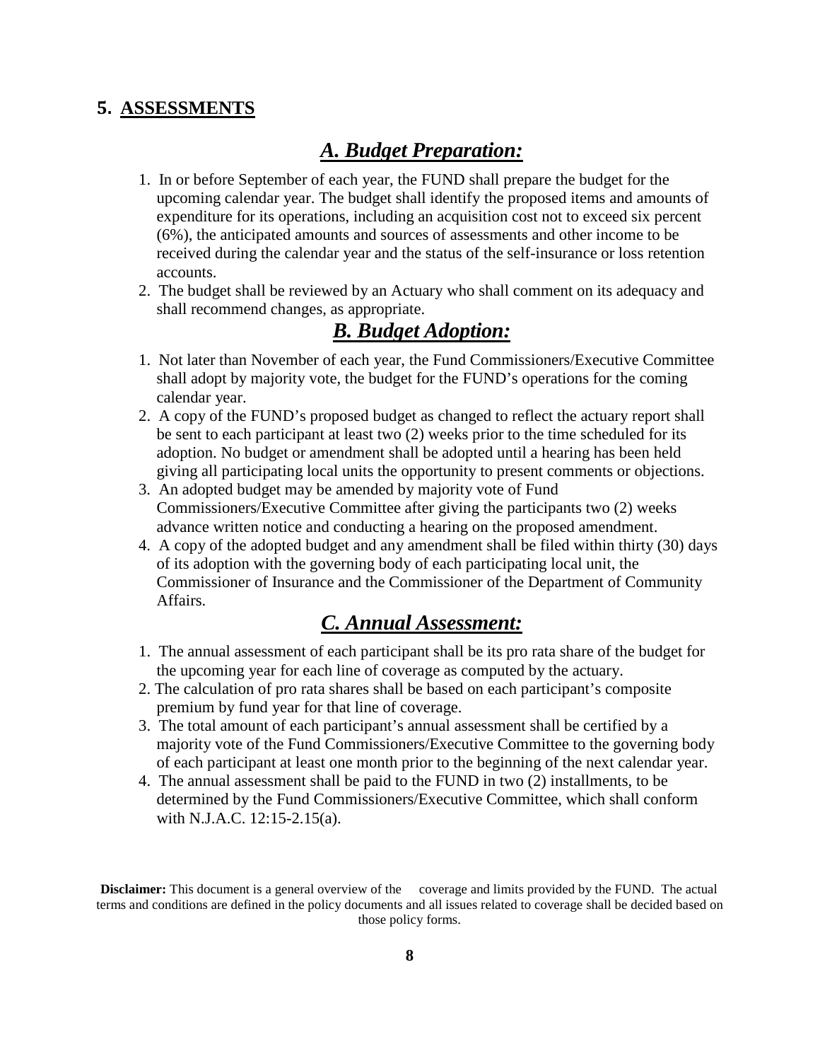## 5. ASSESSMENTS

### *A. Budget Preparation:*

1. In or before September of each year, the FUND shall prepare the budget for the upcoming calendar year. The budget shall identify the proposed items and amounts of expenditure for its operations, including an acquisition cost not to exceed six percent (6%), the anticipated amounts and sources of assessments and other income to be received during the calendar year and the status of the self-insurance or loss retention accounts.
2. The budget shall be reviewed by an Actuary who shall comment on its adequacy and shall recommend changes, as appropriate.

### *B. Budget Adoption:*

1. Not later than November of each year, the Fund Commissioners/Executive Committee shall adopt by majority vote, the budget for the FUND's operations for the coming calendar year.
2. A copy of the FUND's proposed budget as changed to reflect the actuary report shall be sent to each participant at least two (2) weeks prior to the time scheduled for its adoption. No budget or amendment shall be adopted until a hearing has been held giving all participating local units the opportunity to present comments or objections.
3. An adopted budget may be amended by majority vote of Fund Commissioners/Executive Committee after giving the participants two (2) weeks advance written notice and conducting a hearing on the proposed amendment.
4. A copy of the adopted budget and any amendment shall be filed within thirty (30) days of its adoption with the governing body of each participating local unit, the Commissioner of Insurance and the Commissioner of the Department of Community Affairs.

### *C. Annual Assessment:*

1. The annual assessment of each participant shall be its pro rata share of the budget for the upcoming year for each line of coverage as computed by the actuary.
2. The calculation of pro rata shares shall be based on each participant's composite premium by fund year for that line of coverage.
3. The total amount of each participant's annual assessment shall be certified by a majority vote of the Fund Commissioners/Executive Committee to the governing body of each participant at least one month prior to the beginning of the next calendar year.
4. The annual assessment shall be paid to the FUND in two (2) installments, to be determined by the Fund Commissioners/Executive Committee, which shall conform with N.J.A.C. 12:15-2.15(a).

**Disclaimer:** This document is a general overview of the coverage and limits provided by the FUND. The actual terms and conditions are defined in the policy documents and all issues related to coverage shall be decided based on those policy forms.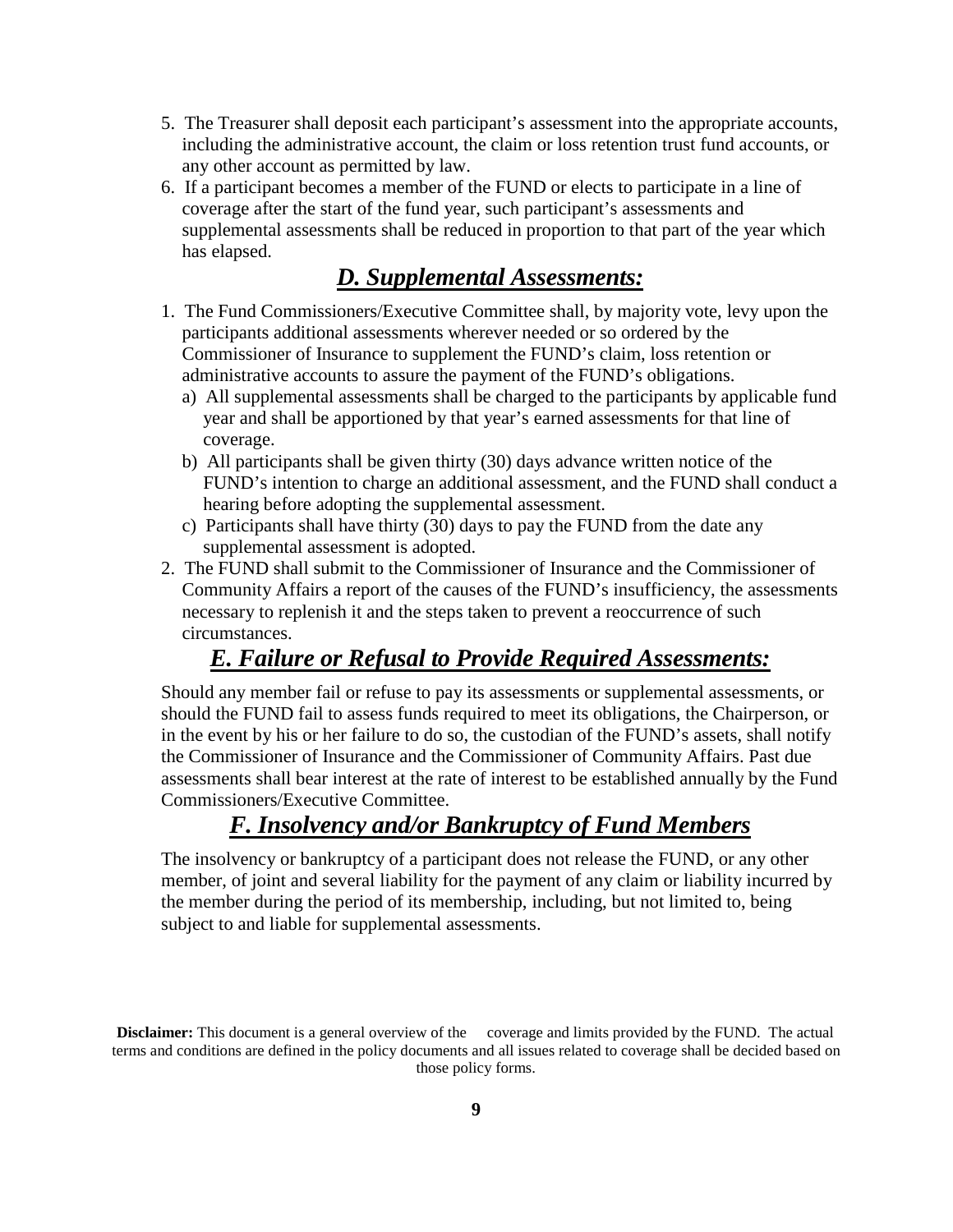5. The Treasurer shall deposit each participant's assessment into the appropriate accounts, including the administrative account, the claim or loss retention trust fund accounts, or any other account as permitted by law.
6. If a participant becomes a member of the FUND or elects to participate in a line of coverage after the start of the fund year, such participant's assessments and supplemental assessments shall be reduced in proportion to that part of the year which has elapsed.

## *D. Supplemental Assessments:*

1. The Fund Commissioners/Executive Committee shall, by majority vote, levy upon the participants additional assessments wherever needed or so ordered by the Commissioner of Insurance to supplement the FUND's claim, loss retention or administrative accounts to assure the payment of the FUND's obligations.
   a) All supplemental assessments shall be charged to the participants by applicable fund year and shall be apportioned by that year's earned assessments for that line of coverage.
   b) All participants shall be given thirty (30) days advance written notice of the FUND's intention to charge an additional assessment, and the FUND shall conduct a hearing before adopting the supplemental assessment.
   c) Participants shall have thirty (30) days to pay the FUND from the date any supplemental assessment is adopted.
2. The FUND shall submit to the Commissioner of Insurance and the Commissioner of Community Affairs a report of the causes of the FUND's insufficiency, the assessments necessary to replenish it and the steps taken to prevent a reoccurrence of such circumstances.

## *E. Failure or Refusal to Provide Required Assessments:*

Should any member fail or refuse to pay its assessments or supplemental assessments, or should the FUND fail to assess funds required to meet its obligations, the Chairperson, or in the event by his or her failure to do so, the custodian of the FUND's assets, shall notify the Commissioner of Insurance and the Commissioner of Community Affairs. Past due assessments shall bear interest at the rate of interest to be established annually by the Fund Commissioners/Executive Committee.

## *F. Insolvency and/or Bankruptcy of Fund Members*

The insolvency or bankruptcy of a participant does not release the FUND, or any other member, of joint and several liability for the payment of any claim or liability incurred by the member during the period of its membership, including, but not limited to, being subject to and liable for supplemental assessments.

**Disclaimer:** This document is a general overview of the coverage and limits provided by the FUND. The actual terms and conditions are defined in the policy documents and all issues related to coverage shall be decided based on those policy forms.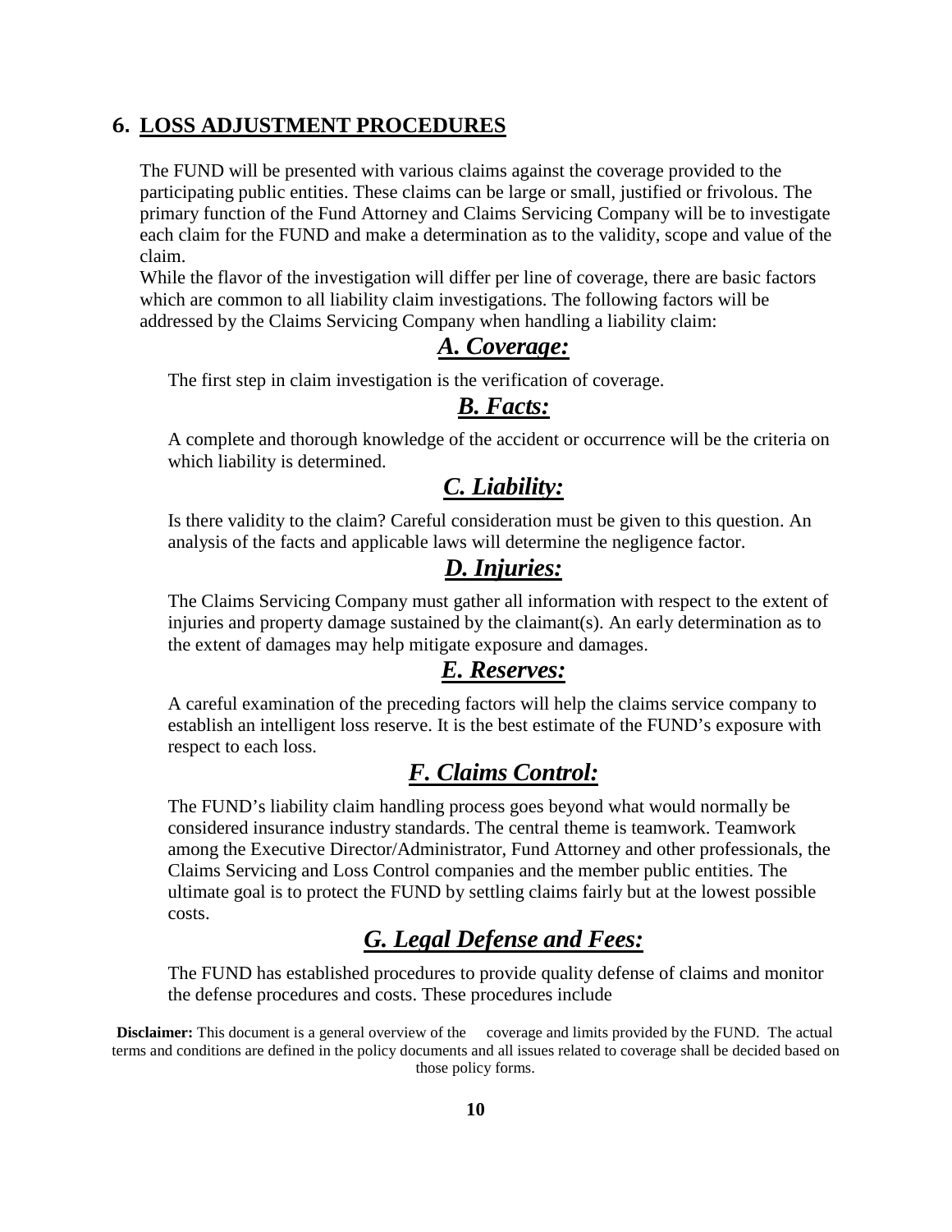## 6. LOSS ADJUSTMENT PROCEDURES

The FUND will be presented with various claims against the coverage provided to the participating public entities. These claims can be large or small, justified or frivolous. The primary function of the Fund Attorney and Claims Servicing Company will be to investigate each claim for the FUND and make a determination as to the validity, scope and value of the claim.

While the flavor of the investigation will differ per line of coverage, there are basic factors which are common to all liability claim investigations. The following factors will be addressed by the Claims Servicing Company when handling a liability claim:

### *A. Coverage:*

The first step in claim investigation is the verification of coverage.

### *B. Facts:*

A complete and thorough knowledge of the accident or occurrence will be the criteria on which liability is determined.

### *C. Liability:*

Is there validity to the claim? Careful consideration must be given to this question. An analysis of the facts and applicable laws will determine the negligence factor.

### *D. Injuries:*

The Claims Servicing Company must gather all information with respect to the extent of injuries and property damage sustained by the claimant(s). An early determination as to the extent of damages may help mitigate exposure and damages.

### *E. Reserves:*

A careful examination of the preceding factors will help the claims service company to establish an intelligent loss reserve. It is the best estimate of the FUND's exposure with respect to each loss.

### *F. Claims Control:*

The FUND's liability claim handling process goes beyond what would normally be considered insurance industry standards. The central theme is teamwork. Teamwork among the Executive Director/Administrator, Fund Attorney and other professionals, the Claims Servicing and Loss Control companies and the member public entities. The ultimate goal is to protect the FUND by settling claims fairly but at the lowest possible costs.

### *G. Legal Defense and Fees:*

The FUND has established procedures to provide quality defense of claims and monitor the defense procedures and costs. These procedures include

**Disclaimer:** This document is a general overview of the coverage and limits provided by the FUND. The actual terms and conditions are defined in the policy documents and all issues related to coverage shall be decided based on those policy forms.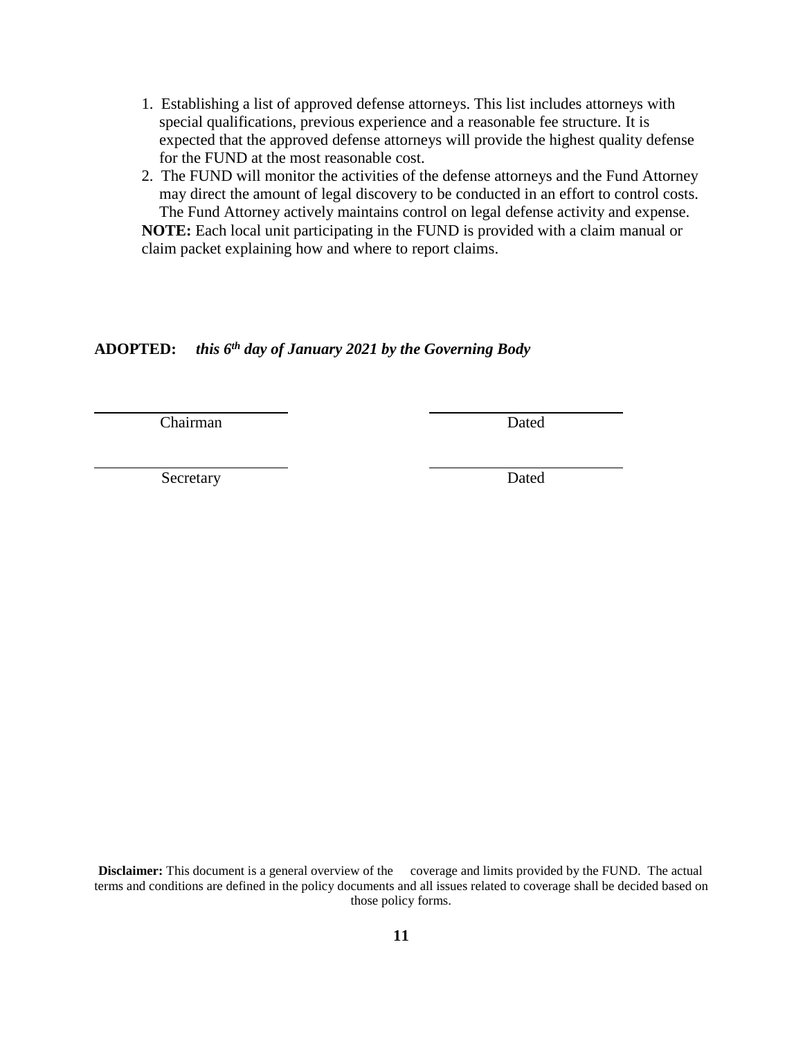1. Establishing a list of approved defense attorneys. This list includes attorneys with special qualifications, previous experience and a reasonable fee structure. It is expected that the approved defense attorneys will provide the highest quality defense for the FUND at the most reasonable cost.
2. The FUND will monitor the activities of the defense attorneys and the Fund Attorney may direct the amount of legal discovery to be conducted in an effort to control costs. The Fund Attorney actively maintains control on legal defense activity and expense.

**NOTE:** Each local unit participating in the FUND is provided with a claim manual or claim packet explaining how and where to report claims.

**ADOPTED:** ***this 6th day of January 2021 by the Governing Body***

| | |
|---|---|
| Chairman | Dated |
| Secretary | Dated |

**Disclaimer:** This document is a general overview of the coverage and limits provided by the FUND. The actual terms and conditions are defined in the policy documents and all issues related to coverage shall be decided based on those policy forms.